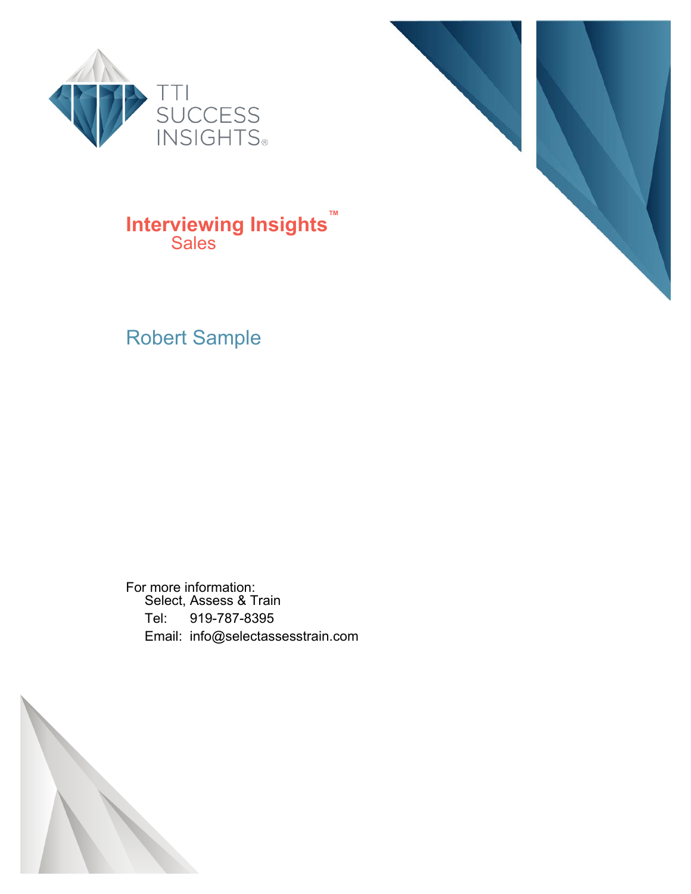TTI SUCCESS INSIGHTS®

# Interviewing Insights™

## Sales

## Robert Sample

For more information:
Select, Assess & Train
Tel: 919-787-8395
Email: info@selectassesstrain.com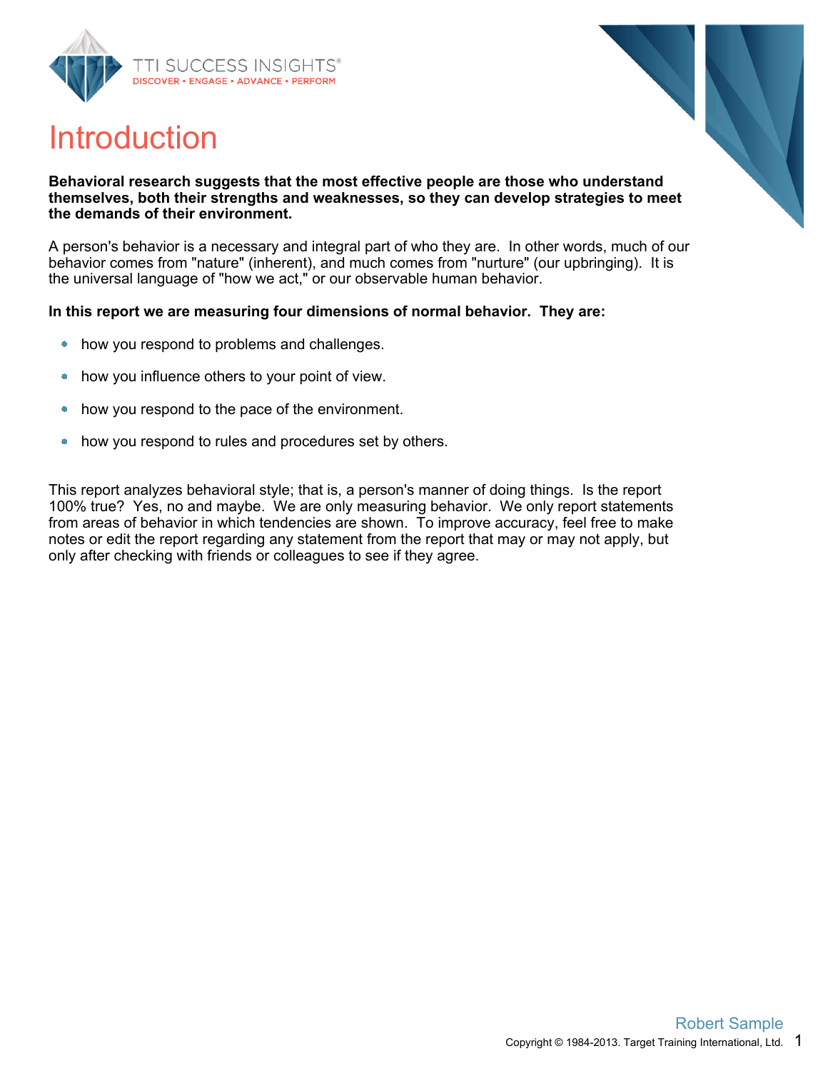# Introduction

**Behavioral research suggests that the most effective people are those who understand themselves, both their strengths and weaknesses, so they can develop strategies to meet the demands of their environment.**

A person's behavior is a necessary and integral part of who they are. In other words, much of our behavior comes from "nature" (inherent), and much comes from "nurture" (our upbringing). It is the universal language of "how we act," or our observable human behavior.

**In this report we are measuring four dimensions of normal behavior. They are:**

- how you respond to problems and challenges.
- how you influence others to your point of view.
- how you respond to the pace of the environment.
- how you respond to rules and procedures set by others.

This report analyzes behavioral style; that is, a person's manner of doing things. Is the report 100% true? Yes, no and maybe. We are only measuring behavior. We only report statements from areas of behavior in which tendencies are shown. To improve accuracy, feel free to make notes or edit the report regarding any statement from the report that may or may not apply, but only after checking with friends or colleagues to see if they agree.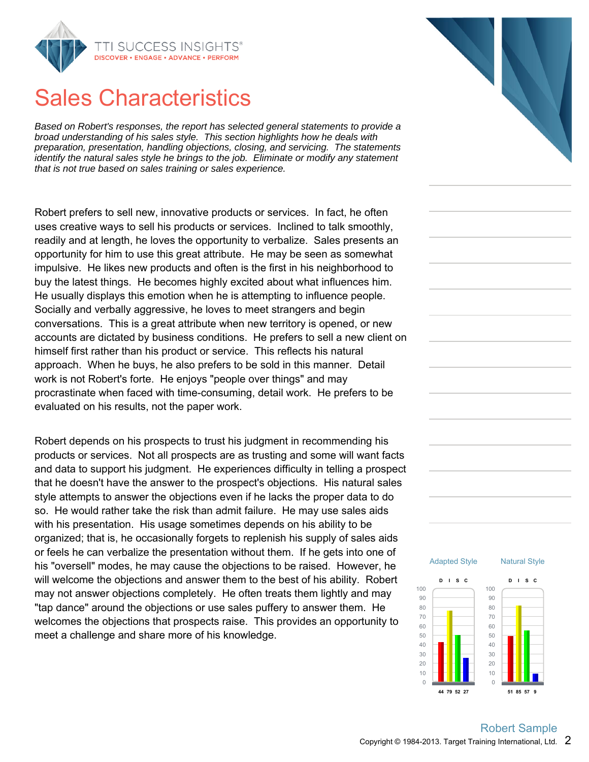# Sales Characteristics

*Based on Robert's responses, the report has selected general statements to provide a broad understanding of his sales style. This section highlights how he deals with preparation, presentation, handling objections, closing, and servicing. The statements identify the natural sales style he brings to the job. Eliminate or modify any statement that is not true based on sales training or sales experience.*

Robert prefers to sell new, innovative products or services. In fact, he often uses creative ways to sell his products or services. Inclined to talk smoothly, readily and at length, he loves the opportunity to verbalize. Sales presents an opportunity for him to use this great attribute. He may be seen as somewhat impulsive. He likes new products and often is the first in his neighborhood to buy the latest things. He becomes highly excited about what influences him. He usually displays this emotion when he is attempting to influence people. Socially and verbally aggressive, he loves to meet strangers and begin conversations. This is a great attribute when new territory is opened, or new accounts are dictated by business conditions. He prefers to sell a new client on himself first rather than his product or service. This reflects his natural approach. When he buys, he also prefers to be sold in this manner. Detail work is not Robert's forte. He enjoys "people over things" and may procrastinate when faced with time-consuming, detail work. He prefers to be evaluated on his results, not the paper work.

Robert depends on his prospects to trust his judgment in recommending his products or services. Not all prospects are as trusting and some will want facts and data to support his judgment. He experiences difficulty in telling a prospect that he doesn't have the answer to the prospect's objections. His natural sales style attempts to answer the objections even if he lacks the proper data to do so. He would rather take the risk than admit failure. He may use sales aids with his presentation. His usage sometimes depends on his ability to be organized; that is, he occasionally forgets to replenish his supply of sales aids or feels he can verbalize the presentation without them. If he gets into one of his "oversell" modes, he may cause the objections to be raised. However, he will welcome the objections and answer them to the best of his ability. Robert may not answer objections completely. He often treats them lightly and may "tap dance" around the objections or use sales puffery to answer them. He welcomes the objections that prospects raise. This provides an opportunity to meet a challenge and share more of his knowledge.

| | D | I | S | C |
|---|---|---|---|---|
| Adapted Style | 44 | 79 | 52 | 27 |
| Natural Style | 51 | 85 | 57 | 9 |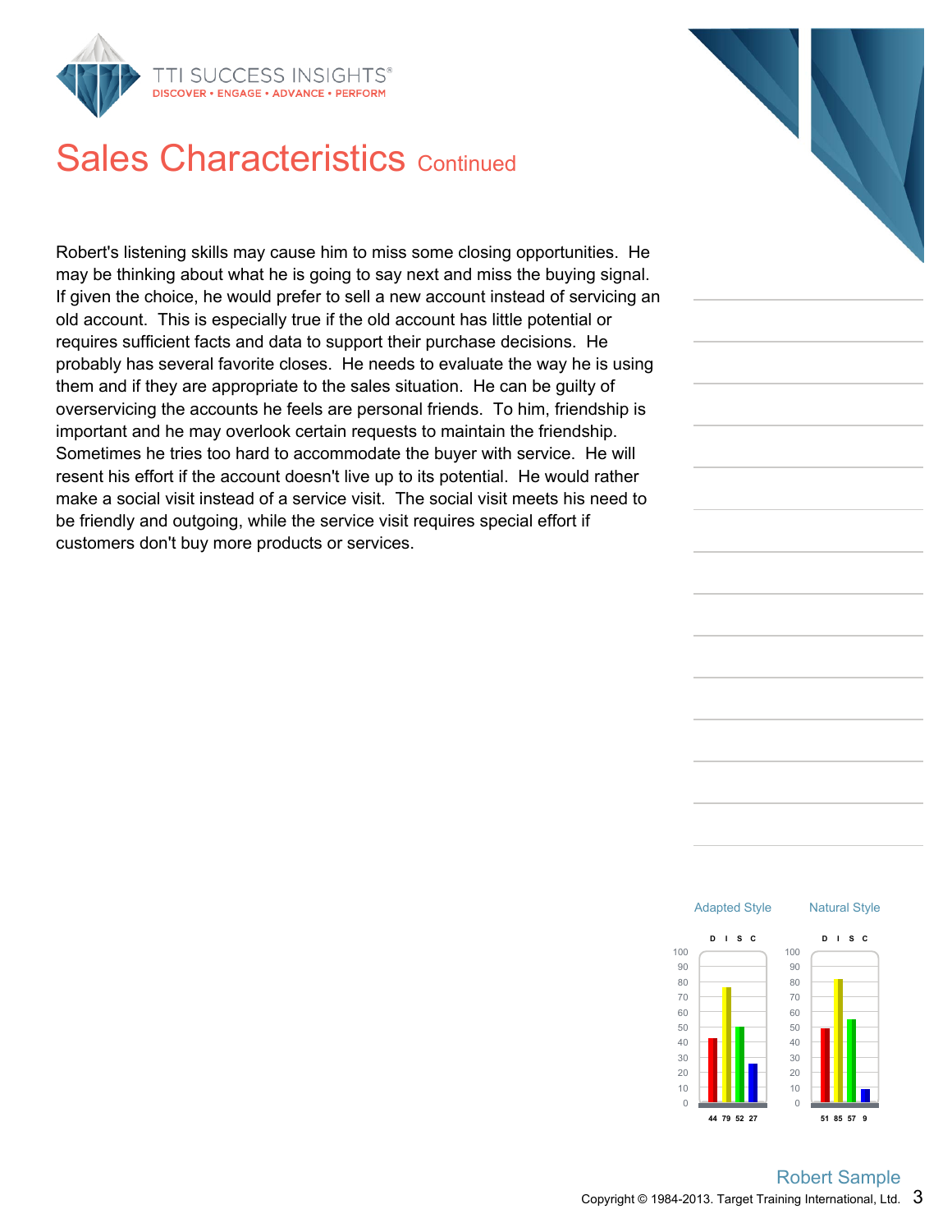## Sales Characteristics Continued

Robert's listening skills may cause him to miss some closing opportunities. He may be thinking about what he is going to say next and miss the buying signal. If given the choice, he would prefer to sell a new account instead of servicing an old account. This is especially true if the old account has little potential or requires sufficient facts and data to support their purchase decisions. He probably has several favorite closes. He needs to evaluate the way he is using them and if they are appropriate to the sales situation. He can be guilty of overservicing the accounts he feels are personal friends. To him, friendship is important and he may overlook certain requests to maintain the friendship. Sometimes he tries too hard to accommodate the buyer with service. He will resent his effort if the account doesn't live up to its potential. He would rather make a social visit instead of a service visit. The social visit meets his need to be friendly and outgoing, while the service visit requires special effort if customers don't buy more products or services.

| | D | I | S | C |
|---|---|---|---|---|
| Adapted Style | 44 | 79 | 52 | 27 |
| Natural Style | 51 | 85 | 57 | 9 |

Robert Sample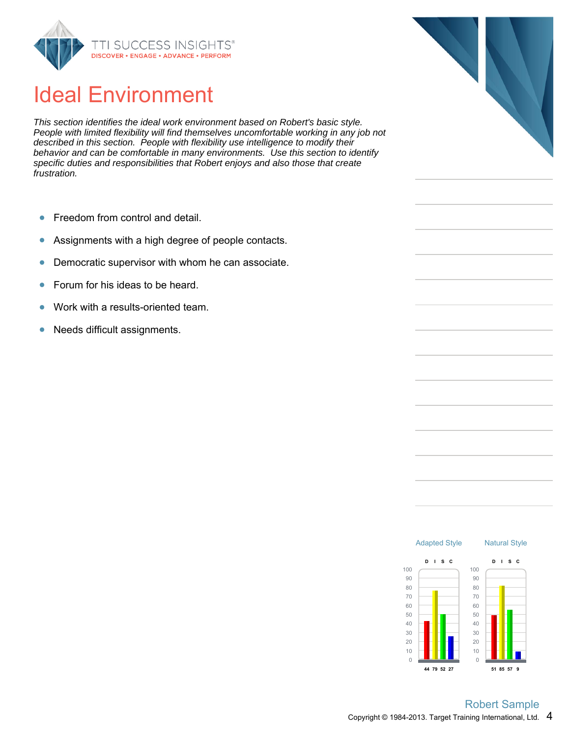# Ideal Environment

*This section identifies the ideal work environment based on Robert's basic style. People with limited flexibility will find themselves uncomfortable working in any job not described in this section. People with flexibility use intelligence to modify their behavior and can be comfortable in many environments. Use this section to identify specific duties and responsibilities that Robert enjoys and also those that create frustration.*

- Freedom from control and detail.
- Assignments with a high degree of people contacts.
- Democratic supervisor with whom he can associate.
- Forum for his ideas to be heard.
- Work with a results-oriented team.
- Needs difficult assignments.

| | D | I | S | C |
|---|---|---|---|---|
| Adapted Style | 44 | 79 | 52 | 27 |
| Natural Style | 51 | 85 | 57 | 9 |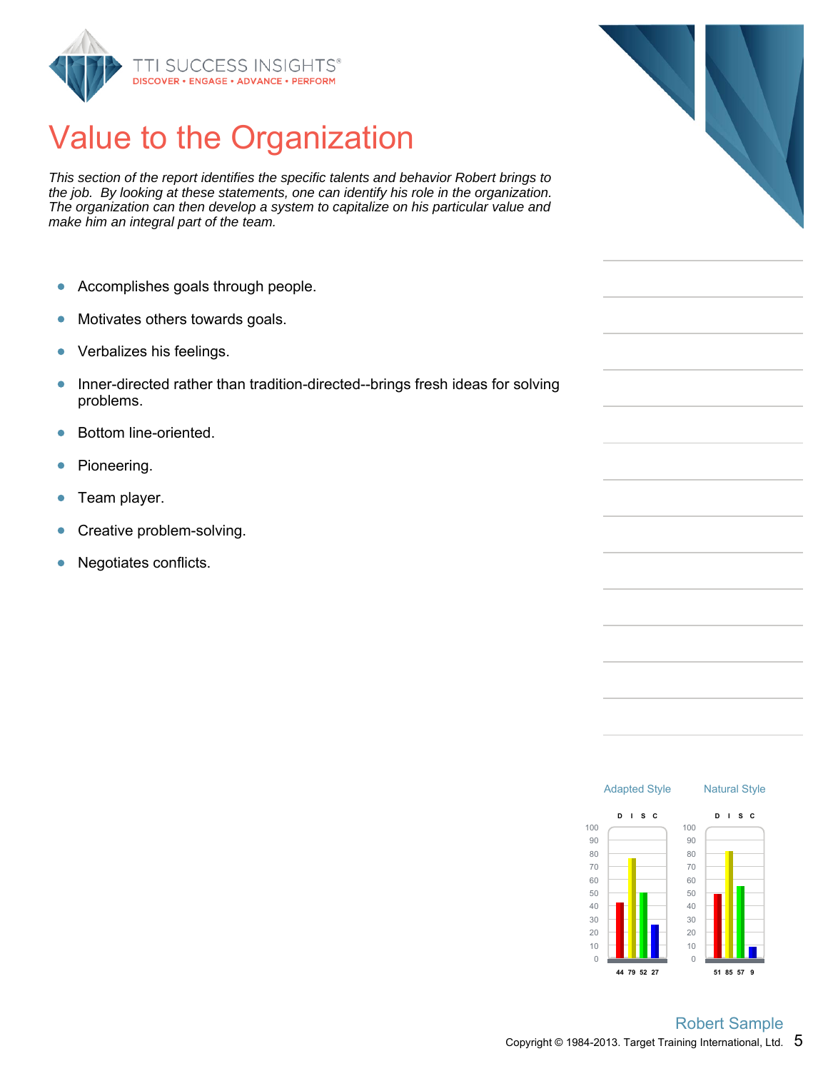# Value to the Organization

*This section of the report identifies the specific talents and behavior Robert brings to the job. By looking at these statements, one can identify his role in the organization. The organization can then develop a system to capitalize on his particular value and make him an integral part of the team.*

- Accomplishes goals through people.
- Motivates others towards goals.
- Verbalizes his feelings.
- Inner-directed rather than tradition-directed--brings fresh ideas for solving problems.
- Bottom line-oriented.
- Pioneering.
- Team player.
- Creative problem-solving.
- Negotiates conflicts.

| | D | I | S | C |
|---|---|---|---|---|
| Adapted Style | 44 | 79 | 52 | 27 |
| Natural Style | 51 | 85 | 57 | 9 |

Robert Sample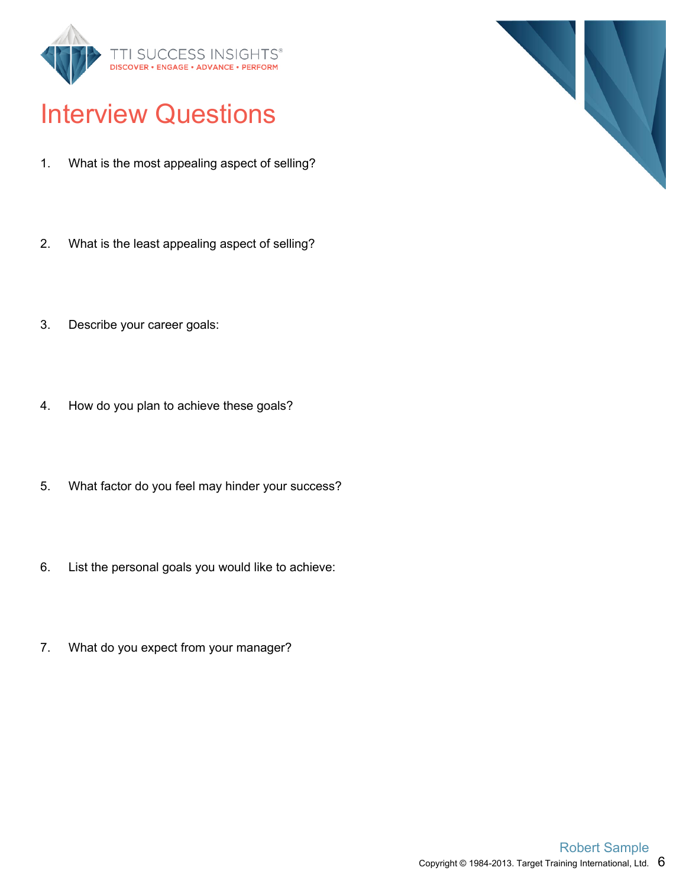# Interview Questions

1. What is the most appealing aspect of selling?

2. What is the least appealing aspect of selling?

3. Describe your career goals:

4. How do you plan to achieve these goals?

5. What factor do you feel may hinder your success?

6. List the personal goals you would like to achieve:

7. What do you expect from your manager?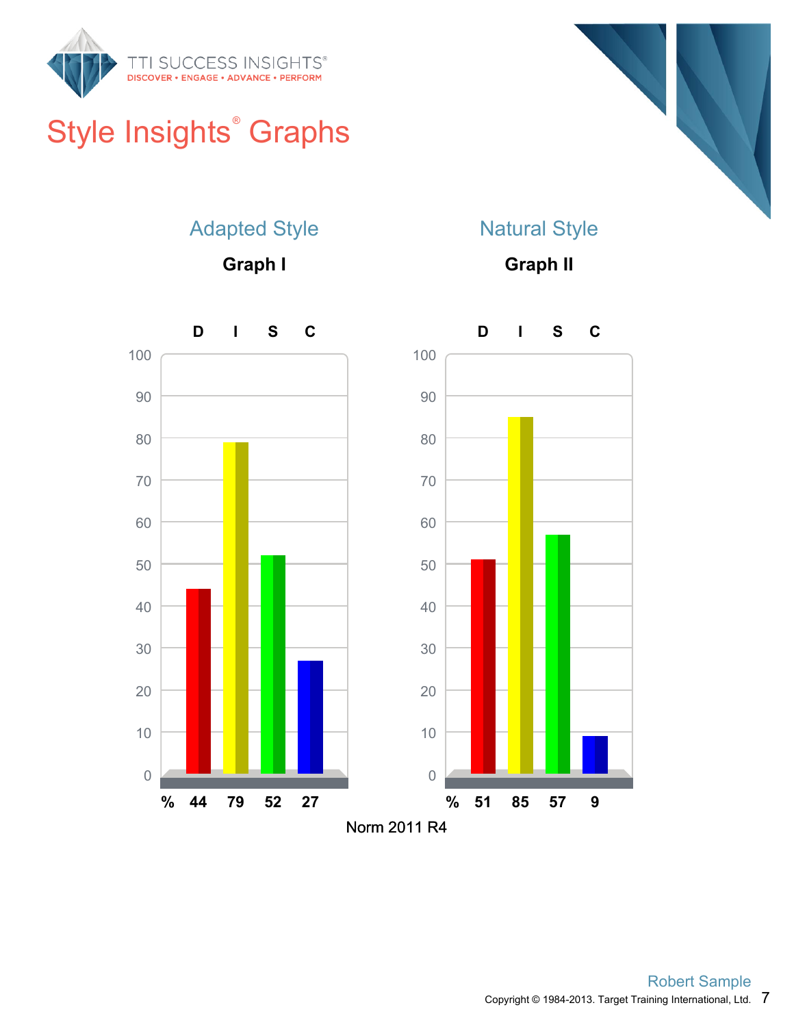# Style Insights® Graphs

## Adapted Style

**Graph I**

| | D | I | S | C |
|---|---|---|---|---|
| % | 44 | 79 | 52 | 27 |

## Natural Style

**Graph II**

| | D | I | S | C |
|---|---|---|---|---|
| % | 51 | 85 | 57 | 9 |

Norm 2011 R4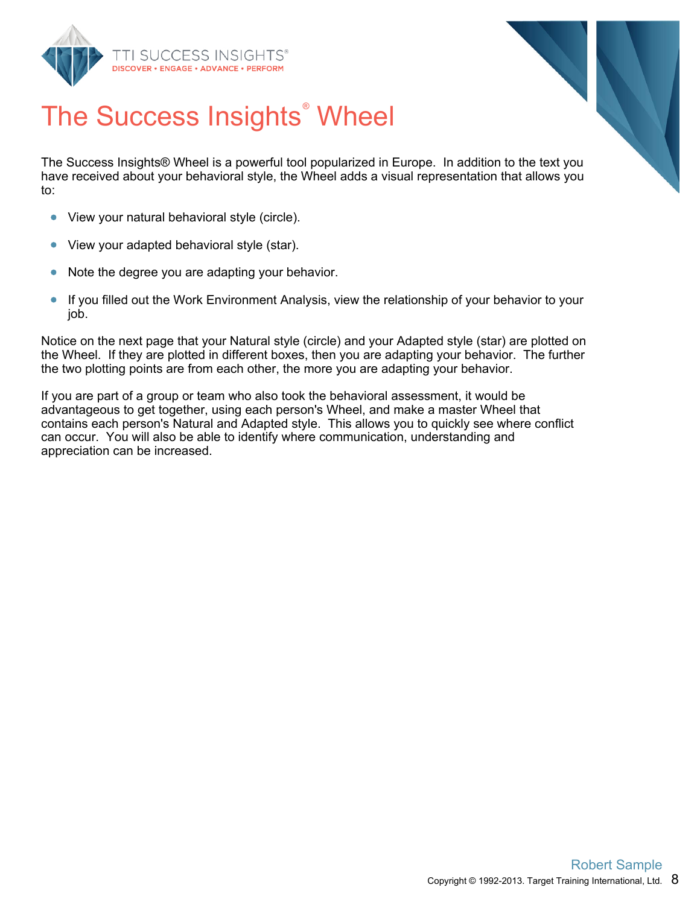# The Success Insights® Wheel

The Success Insights® Wheel is a powerful tool popularized in Europe. In addition to the text you have received about your behavioral style, the Wheel adds a visual representation that allows you to:

- View your natural behavioral style (circle).
- View your adapted behavioral style (star).
- Note the degree you are adapting your behavior.
- If you filled out the Work Environment Analysis, view the relationship of your behavior to your job.

Notice on the next page that your Natural style (circle) and your Adapted style (star) are plotted on the Wheel. If they are plotted in different boxes, then you are adapting your behavior. The further the two plotting points are from each other, the more you are adapting your behavior.

If you are part of a group or team who also took the behavioral assessment, it would be advantageous to get together, using each person's Wheel, and make a master Wheel that contains each person's Natural and Adapted style. This allows you to quickly see where conflict can occur. You will also be able to identify where communication, understanding and appreciation can be increased.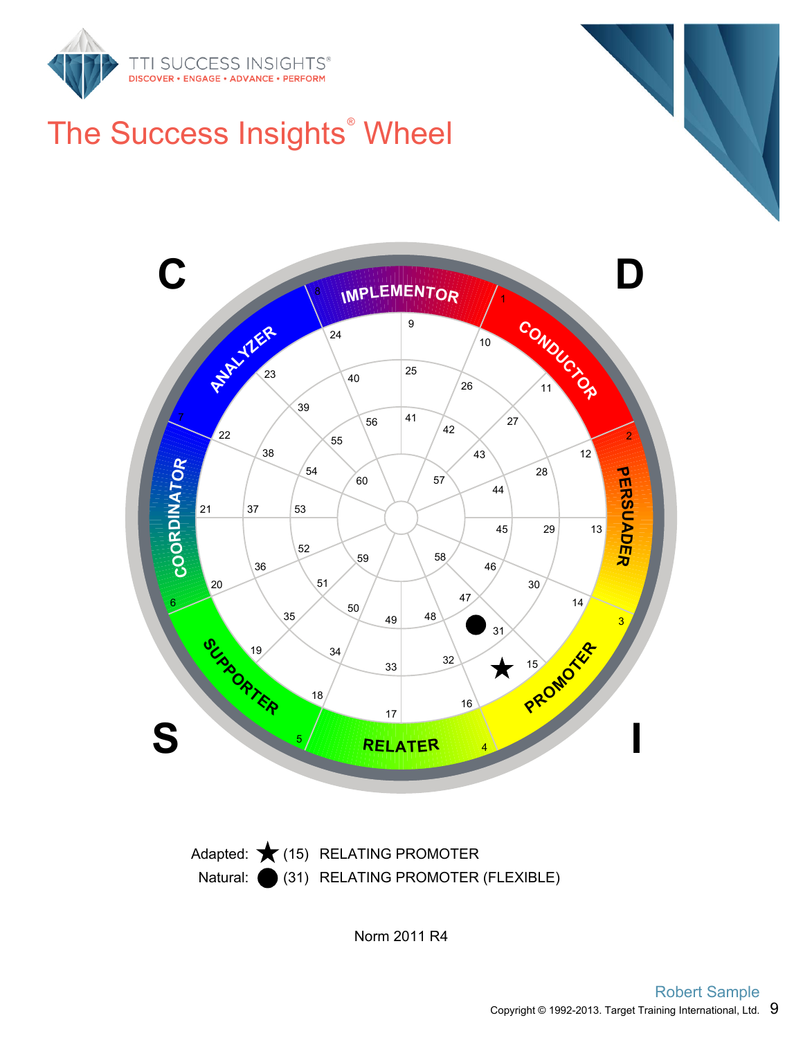# The Success Insights® Wheel

C

D

S

I

IMPLEMENTOR

CONDUCTOR

PERSUADER

PROMOTER

RELATER

SUPPORTER

COORDINATOR

ANALYZER

Adapted: ★ (15) RELATING PROMOTER

Natural: ● (31) RELATING PROMOTER (FLEXIBLE)

Norm 2011 R4

Robert Sample

Copyright © 1992-2013. Target Training International, Ltd.